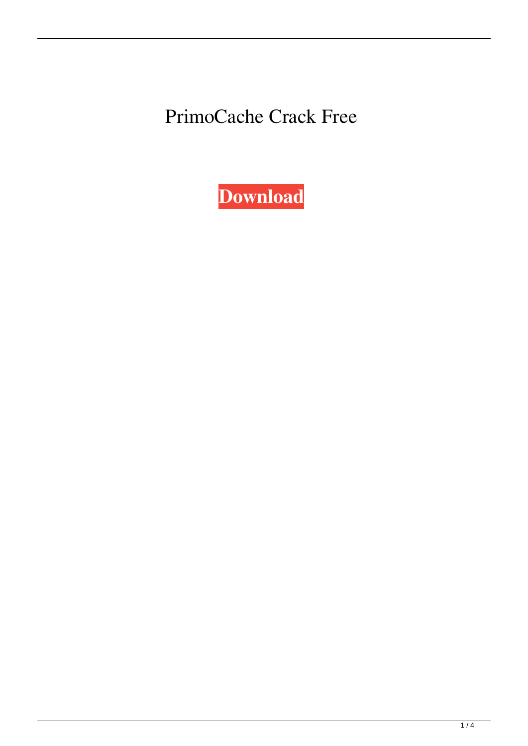PrimoCache Crack Free

**Download**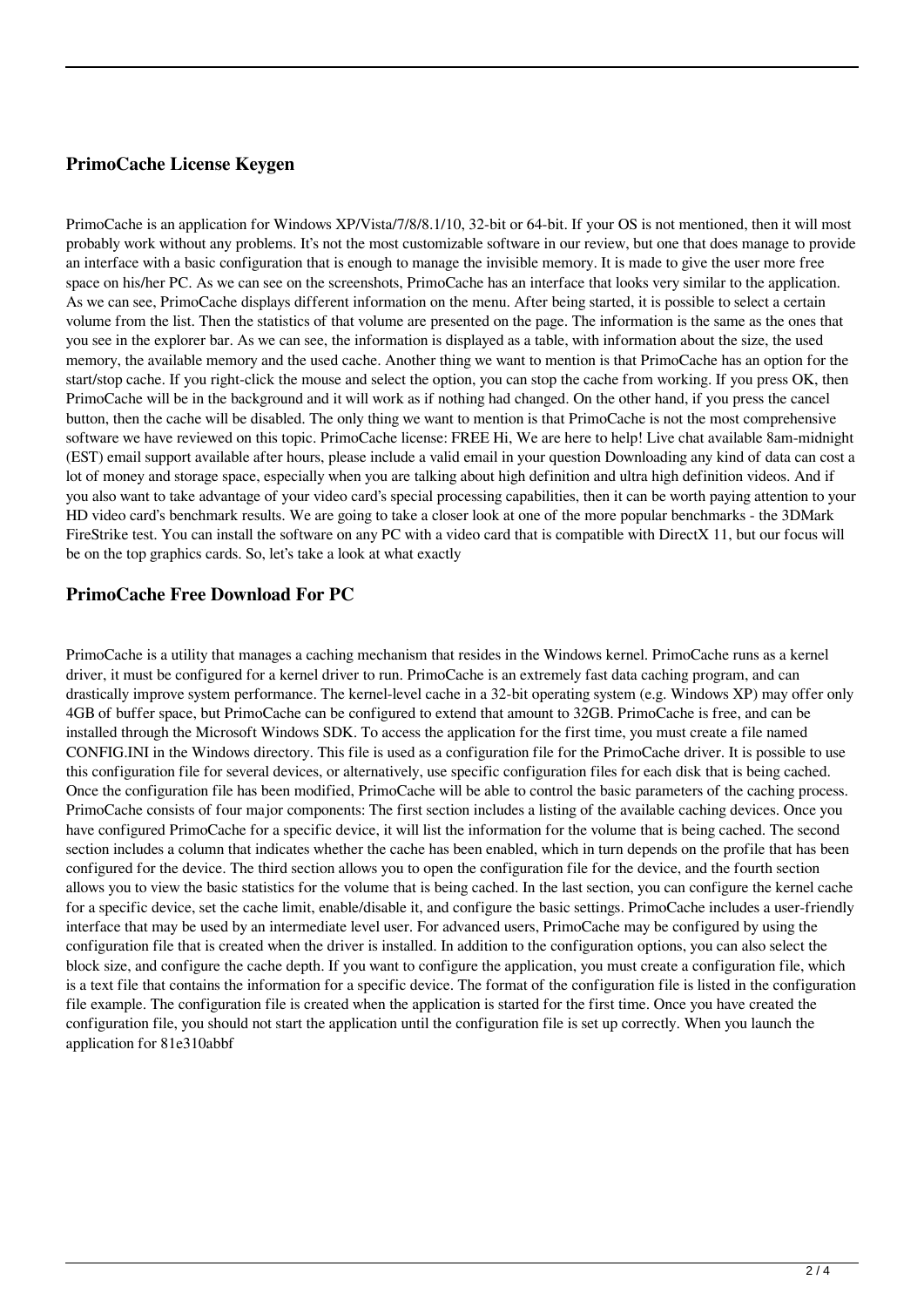### PrimoCache License Keygen

PrimoCache is an application for Windows XP/Vista/7/8/8.1/10, 32-bit or 64-bit. If your OS is not mentioned, then it will most probably work without any problems. It's not the most customizable software in our review, but one that does manage to provide an interface with a basic configuration that is enough to manage the invisible memory. It is made to give the user more free space on his/her PC. As we can see on the screenshots, PrimoCache has an interface that looks very similar to the application. As we can see, PrimoCache displays different information on the menu. After being started, it is possible to select a certain volume from the list. Then the statistics of that volume are presented on the page. The information is the same as the ones that you see in the explorer bar. As we can see, the information is displayed as a table, with information about the size, the used memory, the available memory and the used cache. Another thing we want to mention is that PrimoCache has an option for the start/stop cache. If you right-click the mouse and select the option, you can stop the cache from working. If you press OK, then PrimoCache will be in the background and it will work as if nothing had changed. On the other hand, if you press the cancel button, then the cache will be disabled. The only thing we want to mention is that PrimoCache is not the most comprehensive software we have reviewed on this topic. PrimoCache license: FREE Hi, We are here to help! Live chat available 8am-midnight (EST) email support available after hours, please include a valid email in your question Downloading any kind of data can cost a lot of money and storage space, especially when you are talking about high definition and ultra high definition videos. And if you also want to take advantage of your video card's special processing capabilities, then it can be worth paying attention to your HD video card's benchmark results. We are going to take a closer look at one of the more popular benchmarks - the 3DMark FireStrike test. You can install the software on any PC with a video card that is compatible with DirectX 11, but our focus will be on the top graphics cards. So, let's take a look at what exactly

### PrimoCache Free Download For PC

PrimoCache is a utility that manages a caching mechanism that resides in the Windows kernel. PrimoCache runs as a kernel driver, it must be configured for a kernel driver to run. PrimoCache is an extremely fast data caching program, and can drastically improve system performance. The kernel-level cache in a 32-bit operating system (e.g. Windows XP) may offer only 4GB of buffer space, but PrimoCache can be configured to extend that amount to 32GB. PrimoCache is free, and can be installed through the Microsoft Windows SDK. To access the application for the first time, you must create a file named CONFIG.INI in the Windows directory. This file is used as a configuration file for the PrimoCache driver. It is possible to use this configuration file for several devices, or alternatively, use specific configuration files for each disk that is being cached. Once the configuration file has been modified, PrimoCache will be able to control the basic parameters of the caching process. PrimoCache consists of four major components: The first section includes a listing of the available caching devices. Once you have configured PrimoCache for a specific device, it will list the information for the volume that is being cached. The second section includes a column that indicates whether the cache has been enabled, which in turn depends on the profile that has been configured for the device. The third section allows you to open the configuration file for the device, and the fourth section allows you to view the basic statistics for the volume that is being cached. In the last section, you can configure the kernel cache for a specific device, set the cache limit, enable/disable it, and configure the basic settings. PrimoCache includes a user-friendly interface that may be used by an intermediate level user. For advanced users, PrimoCache may be configured by using the configuration file that is created when the driver is installed. In addition to the configuration options, you can also select the block size, and configure the cache depth. If you want to configure the application, you must create a configuration file, which is a text file that contains the information for a specific device. The format of the configuration file is listed in the configuration file example. The configuration file is created when the application is started for the first time. Once you have created the configuration file, you should not start the application until the configuration file is set up correctly. When you launch the application for 81e310abbf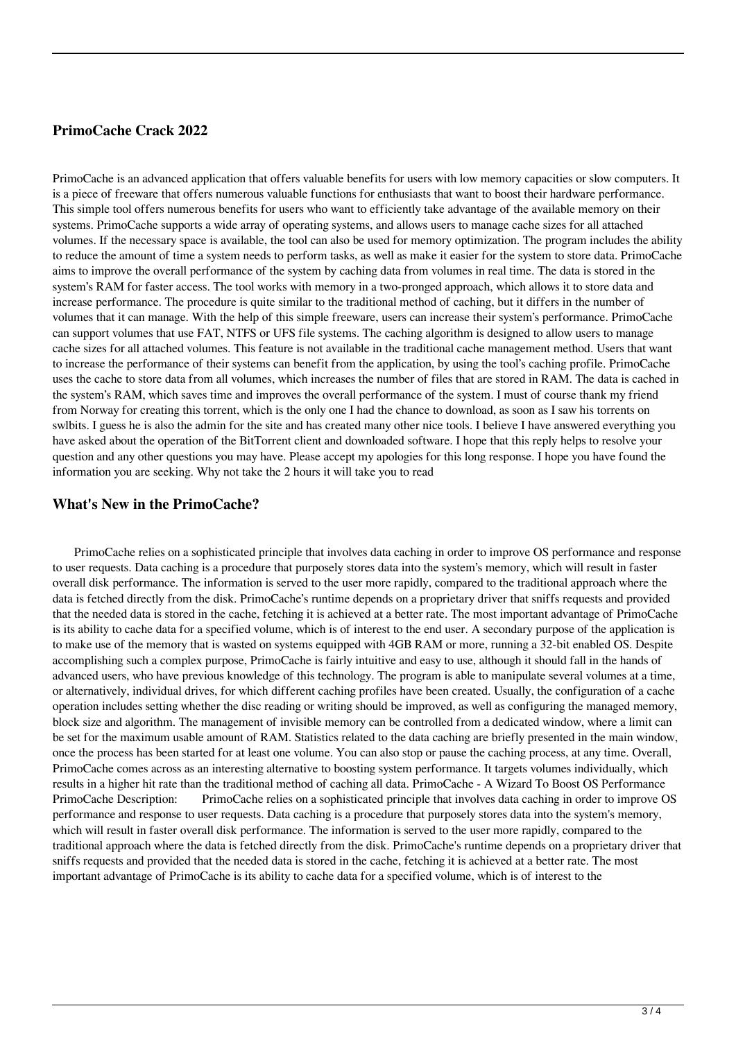## PrimoCache Crack 2022

PrimoCache is an advanced application that offers valuable benefits for users with low memory capacities or slow computers. It is a piece of freeware that offers numerous valuable functions for enthusiasts that want to boost their hardware performance. This simple tool offers numerous benefits for users who want to efficiently take advantage of the available memory on their systems. PrimoCache supports a wide array of operating systems, and allows users to manage cache sizes for all attached volumes. If the necessary space is available, the tool can also be used for memory optimization. The program includes the ability to reduce the amount of time a system needs to perform tasks, as well as make it easier for the system to store data. PrimoCache aims to improve the overall performance of the system by caching data from volumes in real time. The data is stored in the system's RAM for faster access. The tool works with memory in a two-pronged approach, which allows it to store data and increase performance. The procedure is quite similar to the traditional method of caching, but it differs in the number of volumes that it can manage. With the help of this simple freeware, users can increase their system's performance. PrimoCache can support volumes that use FAT, NTFS or UFS file systems. The caching algorithm is designed to allow users to manage cache sizes for all attached volumes. This feature is not available in the traditional cache management method. Users that want to increase the performance of their systems can benefit from the application, by using the tool's caching profile. PrimoCache uses the cache to store data from all volumes, which increases the number of files that are stored in RAM. The data is cached in the system's RAM, which saves time and improves the overall performance of the system. I must of course thank my friend from Norway for creating this torrent, which is the only one I had the chance to download, as soon as I saw his torrents on swlbits. I guess he is also the admin for the site and has created many other nice tools. I believe I have answered everything you have asked about the operation of the BitTorrent client and downloaded software. I hope that this reply helps to resolve your question and any other questions you may have. Please accept my apologies for this long response. I hope you have found the information you are seeking. Why not take the 2 hours it will take you to read

## What's New in the PrimoCache?

PrimoCache relies on a sophisticated principle that involves data caching in order to improve OS performance and response to user requests. Data caching is a procedure that purposely stores data into the system's memory, which will result in faster overall disk performance. The information is served to the user more rapidly, compared to the traditional approach where the data is fetched directly from the disk. PrimoCache's runtime depends on a proprietary driver that sniffs requests and provided that the needed data is stored in the cache, fetching it is achieved at a better rate. The most important advantage of PrimoCache is its ability to cache data for a specified volume, which is of interest to the end user. A secondary purpose of the application is to make use of the memory that is wasted on systems equipped with 4GB RAM or more, running a 32-bit enabled OS. Despite accomplishing such a complex purpose, PrimoCache is fairly intuitive and easy to use, although it should fall in the hands of advanced users, who have previous knowledge of this technology. The program is able to manipulate several volumes at a time, or alternatively, individual drives, for which different caching profiles have been created. Usually, the configuration of a cache operation includes setting whether the disc reading or writing should be improved, as well as configuring the managed memory, block size and algorithm. The management of invisible memory can be controlled from a dedicated window, where a limit can be set for the maximum usable amount of RAM. Statistics related to the data caching are briefly presented in the main window, once the process has been started for at least one volume. You can also stop or pause the caching process, at any time. Overall, PrimoCache comes across as an interesting alternative to boosting system performance. It targets volumes individually, which results in a higher hit rate than the traditional method of caching all data. PrimoCache - A Wizard To Boost OS Performance PrimoCache Description: PrimoCache relies on a sophisticated principle that involves data caching in order to improve OS performance and response to user requests. Data caching is a procedure that purposely stores data into the system's memory, which will result in faster overall disk performance. The information is served to the user more rapidly, compared to the traditional approach where the data is fetched directly from the disk. PrimoCache's runtime depends on a proprietary driver that sniffs requests and provided that the needed data is stored in the cache, fetching it is achieved at a better rate. The most important advantage of PrimoCache is its ability to cache data for a specified volume, which is of interest to the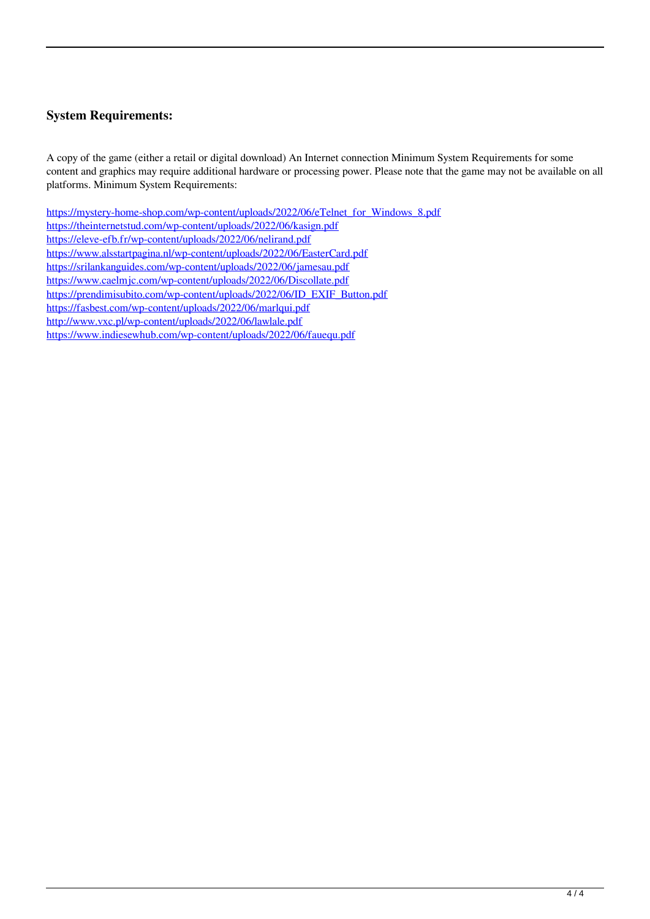### System Requirements:

A copy of the game (either a retail or digital download) An Internet connection Minimum System Requirements for some content and graphics may require additional hardware or processing power. Please note that the game may not be available on all platforms. Minimum System Requirements:

https://mystery-home-shop.com/wp-content/uploads/2022/06/eTelnet_for_Windows_8.pdf
https://theinternetstud.com/wp-content/uploads/2022/06/kasign.pdf
https://eleve-efb.fr/wp-content/uploads/2022/06/nelirand.pdf
https://www.alsstartpagina.nl/wp-content/uploads/2022/06/EasterCard.pdf
https://srilankanguides.com/wp-content/uploads/2022/06/jamesau.pdf
https://www.caelmjc.com/wp-content/uploads/2022/06/Discollate.pdf
https://prendimisubito.com/wp-content/uploads/2022/06/ID_EXIF_Button.pdf
https://fasbest.com/wp-content/uploads/2022/06/marlqui.pdf
http://www.vxc.pl/wp-content/uploads/2022/06/lawlale.pdf
https://www.indiesewhub.com/wp-content/uploads/2022/06/fauequ.pdf